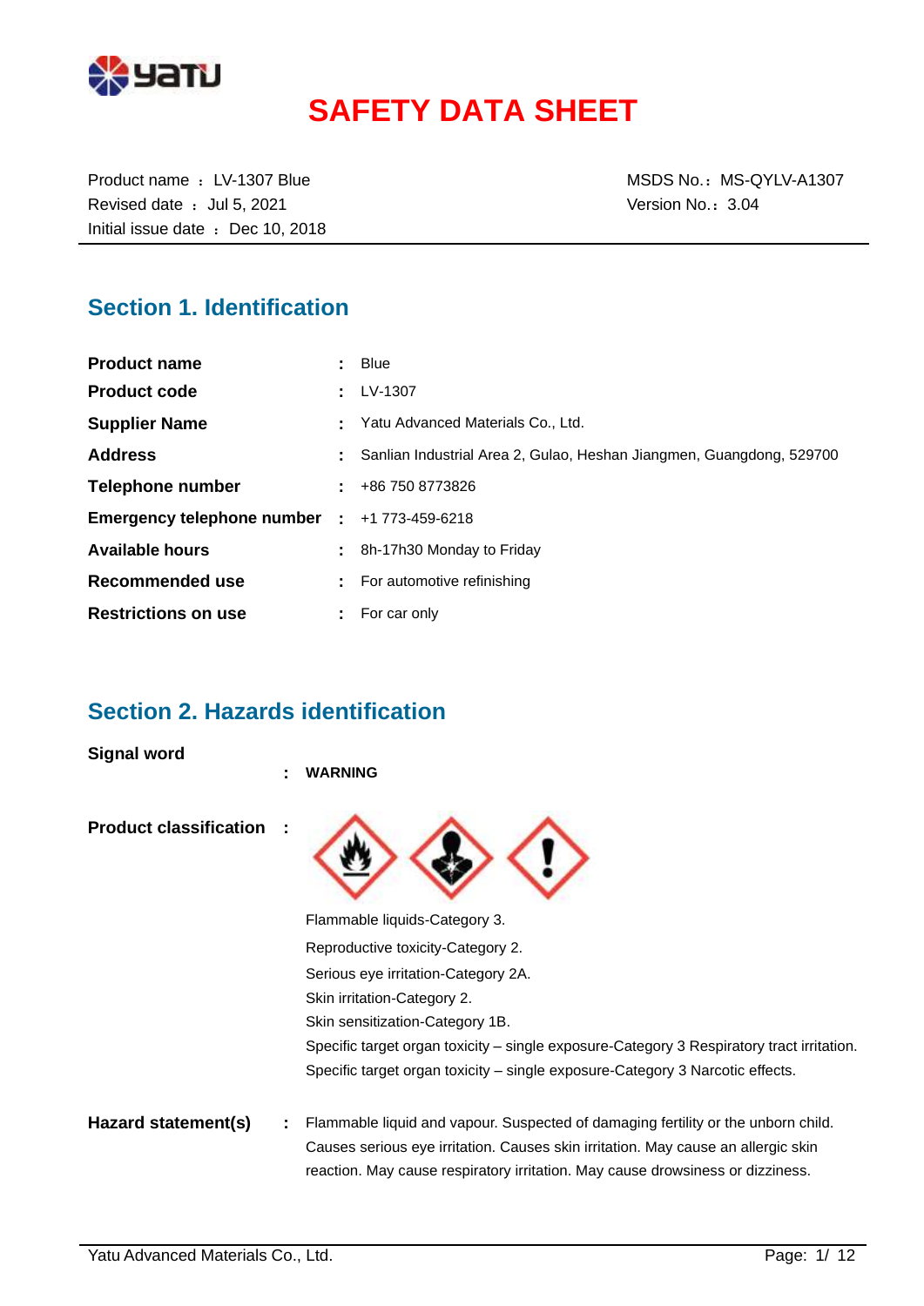# SAFETY DATA SHEET

Product name ： LV-1307 Blue
Revised date ： Jul 5, 2021
Initial issue date ： Dec 10, 2018

MSDS No.： MS-QYLV-A1307
Version No.： 3.04

## Section 1. Identification

| | | |
|---|---|---|
| **Product name** | : | Blue |
| **Product code** | : | LV-1307 |
| **Supplier Name** | : | Yatu Advanced Materials Co., Ltd. |
| **Address** | : | Sanlian Industrial Area 2, Gulao, Heshan Jiangmen, Guangdong, 529700 |
| **Telephone number** | : | +86 750 8773826 |
| **Emergency telephone number** | : | +1 773-459-6218 |
| **Available hours** | : | 8h-17h30 Monday to Friday |
| **Recommended use** | : | For automotive refinishing |
| **Restrictions on use** | : | For car only |

## Section 2. Hazards identification

**Signal word** : **WARNING**

**Product classification** :

Flammable liquids-Category 3.
Reproductive toxicity-Category 2.
Serious eye irritation-Category 2A.
Skin irritation-Category 2.
Skin sensitization-Category 1B.
Specific target organ toxicity – single exposure-Category 3 Respiratory tract irritation.
Specific target organ toxicity – single exposure-Category 3 Narcotic effects.

**Hazard statement(s)** : Flammable liquid and vapour. Suspected of damaging fertility or the unborn child. Causes serious eye irritation. Causes skin irritation. May cause an allergic skin reaction. May cause respiratory irritation. May cause drowsiness or dizziness.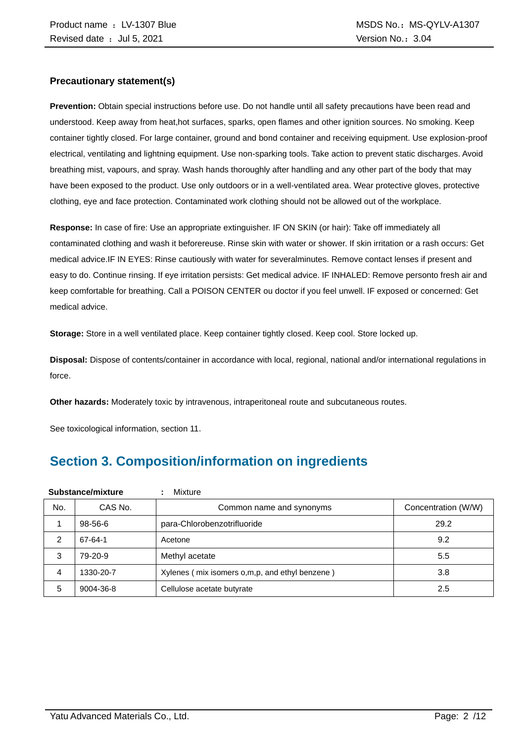### Precautionary statement(s)

**Prevention:** Obtain special instructions before use. Do not handle until all safety precautions have been read and understood. Keep away from heat,hot surfaces, sparks, open flames and other ignition sources. No smoking. Keep container tightly closed. For large container, ground and bond container and receiving equipment. Use explosion-proof electrical, ventilating and lightning equipment. Use non-sparking tools. Take action to prevent static discharges. Avoid breathing mist, vapours, and spray. Wash hands thoroughly after handling and any other part of the body that may have been exposed to the product. Use only outdoors or in a well-ventilated area. Wear protective gloves, protective clothing, eye and face protection. Contaminated work clothing should not be allowed out of the workplace.

**Response:** In case of fire: Use an appropriate extinguisher. IF ON SKIN (or hair): Take off immediately all contaminated clothing and wash it beforereuse. Rinse skin with water or shower. If skin irritation or a rash occurs: Get medical advice.IF IN EYES: Rinse cautiously with water for severalminutes. Remove contact lenses if present and easy to do. Continue rinsing. If eye irritation persists: Get medical advice. IF INHALED: Remove personto fresh air and keep comfortable for breathing. Call a POISON CENTER ou doctor if you feel unwell. IF exposed or concerned: Get medical advice.

**Storage:** Store in a well ventilated place. Keep container tightly closed. Keep cool. Store locked up.

**Disposal:** Dispose of contents/container in accordance with local, regional, national and/or international regulations in force.

**Other hazards:** Moderately toxic by intravenous, intraperitoneal route and subcutaneous routes.

See toxicological information, section 11.

## Section 3. Composition/information on ingredients

**Substance/mixture** : Mixture

| No. | CAS No. | Common name and synonyms | Concentration (W/W) |
|---|---|---|---|
| 1 | 98-56-6 | para-Chlorobenzotrifluoride | 29.2 |
| 2 | 67-64-1 | Acetone | 9.2 |
| 3 | 79-20-9 | Methyl acetate | 5.5 |
| 4 | 1330-20-7 | Xylenes ( mix isomers o,m,p, and ethyl benzene ) | 3.8 |
| 5 | 9004-36-8 | Cellulose acetate butyrate | 2.5 |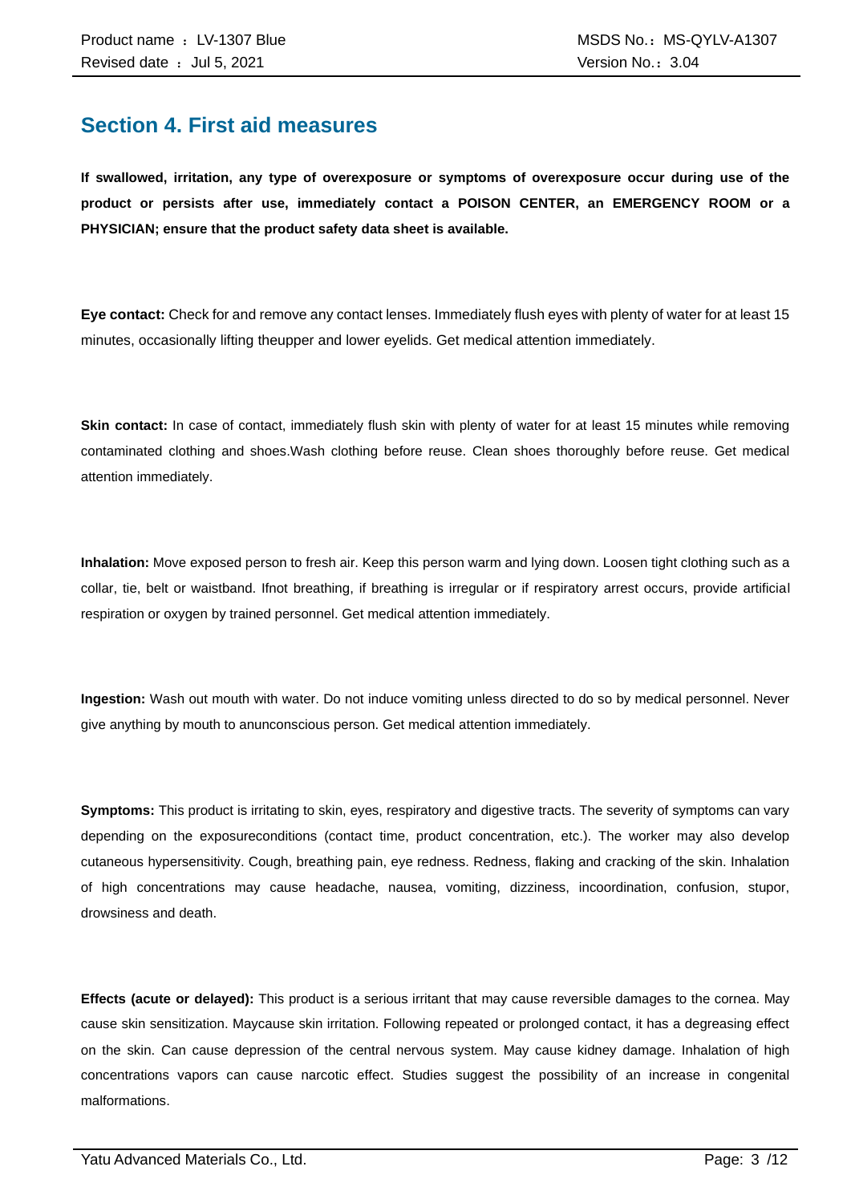## Section 4. First aid measures

**If swallowed, irritation, any type of overexposure or symptoms of overexposure occur during use of the product or persists after use, immediately contact a POISON CENTER, an EMERGENCY ROOM or a PHYSICIAN; ensure that the product safety data sheet is available.**

**Eye contact:** Check for and remove any contact lenses. Immediately flush eyes with plenty of water for at least 15 minutes, occasionally lifting theupper and lower eyelids. Get medical attention immediately.

**Skin contact:** In case of contact, immediately flush skin with plenty of water for at least 15 minutes while removing contaminated clothing and shoes.Wash clothing before reuse. Clean shoes thoroughly before reuse. Get medical attention immediately.

**Inhalation:** Move exposed person to fresh air. Keep this person warm and lying down. Loosen tight clothing such as a collar, tie, belt or waistband. Ifnot breathing, if breathing is irregular or if respiratory arrest occurs, provide artificial respiration or oxygen by trained personnel. Get medical attention immediately.

**Ingestion:** Wash out mouth with water. Do not induce vomiting unless directed to do so by medical personnel. Never give anything by mouth to anunconscious person. Get medical attention immediately.

**Symptoms:** This product is irritating to skin, eyes, respiratory and digestive tracts. The severity of symptoms can vary depending on the exposureconditions (contact time, product concentration, etc.). The worker may also develop cutaneous hypersensitivity. Cough, breathing pain, eye redness. Redness, flaking and cracking of the skin. Inhalation of high concentrations may cause headache, nausea, vomiting, dizziness, incoordination, confusion, stupor, drowsiness and death.

**Effects (acute or delayed):** This product is a serious irritant that may cause reversible damages to the cornea. May cause skin sensitization. Maycause skin irritation. Following repeated or prolonged contact, it has a degreasing effect on the skin. Can cause depression of the central nervous system. May cause kidney damage. Inhalation of high concentrations vapors can cause narcotic effect. Studies suggest the possibility of an increase in congenital malformations.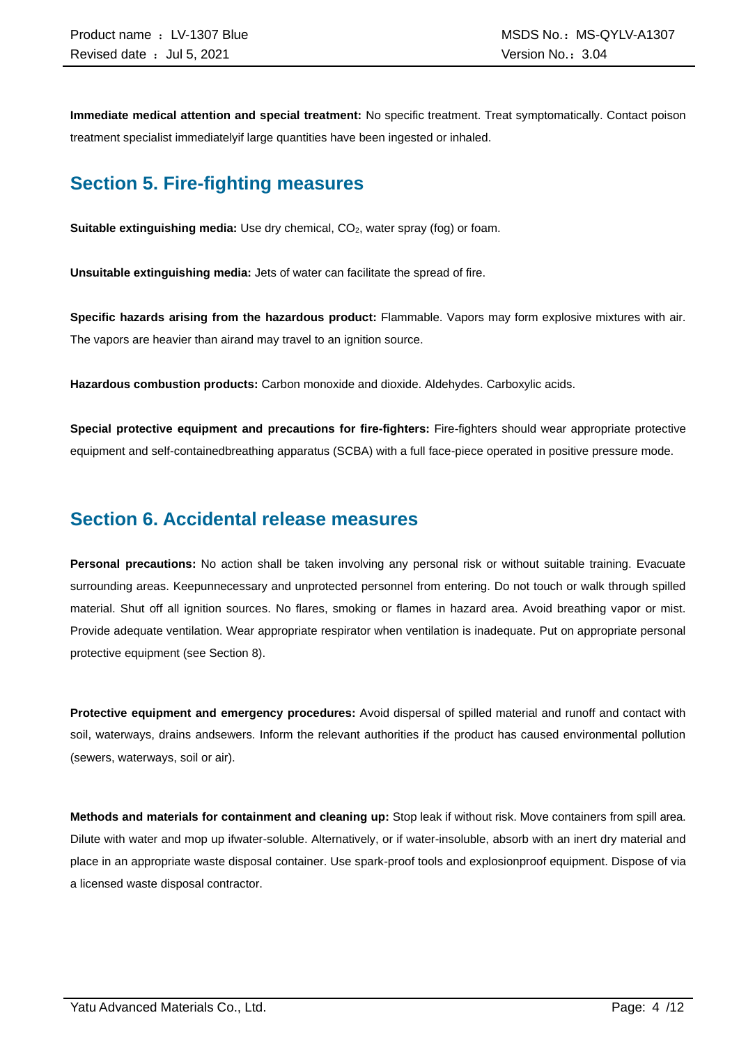**Immediate medical attention and special treatment:** No specific treatment. Treat symptomatically. Contact poison treatment specialist immediatelyif large quantities have been ingested or inhaled.

## Section 5. Fire-fighting measures

**Suitable extinguishing media:** Use dry chemical, $CO_2$, water spray (fog) or foam.

**Unsuitable extinguishing media:** Jets of water can facilitate the spread of fire.

**Specific hazards arising from the hazardous product:** Flammable. Vapors may form explosive mixtures with air. The vapors are heavier than airand may travel to an ignition source.

**Hazardous combustion products:** Carbon monoxide and dioxide. Aldehydes. Carboxylic acids.

**Special protective equipment and precautions for fire-fighters:** Fire-fighters should wear appropriate protective equipment and self-containedbreathing apparatus (SCBA) with a full face-piece operated in positive pressure mode.

## Section 6. Accidental release measures

**Personal precautions:** No action shall be taken involving any personal risk or without suitable training. Evacuate surrounding areas. Keepunnecessary and unprotected personnel from entering. Do not touch or walk through spilled material. Shut off all ignition sources. No flares, smoking or flames in hazard area. Avoid breathing vapor or mist. Provide adequate ventilation. Wear appropriate respirator when ventilation is inadequate. Put on appropriate personal protective equipment (see Section 8).

**Protective equipment and emergency procedures:** Avoid dispersal of spilled material and runoff and contact with soil, waterways, drains andsewers. Inform the relevant authorities if the product has caused environmental pollution (sewers, waterways, soil or air).

**Methods and materials for containment and cleaning up:** Stop leak if without risk. Move containers from spill area. Dilute with water and mop up ifwater-soluble. Alternatively, or if water-insoluble, absorb with an inert dry material and place in an appropriate waste disposal container. Use spark-proof tools and explosionproof equipment. Dispose of via a licensed waste disposal contractor.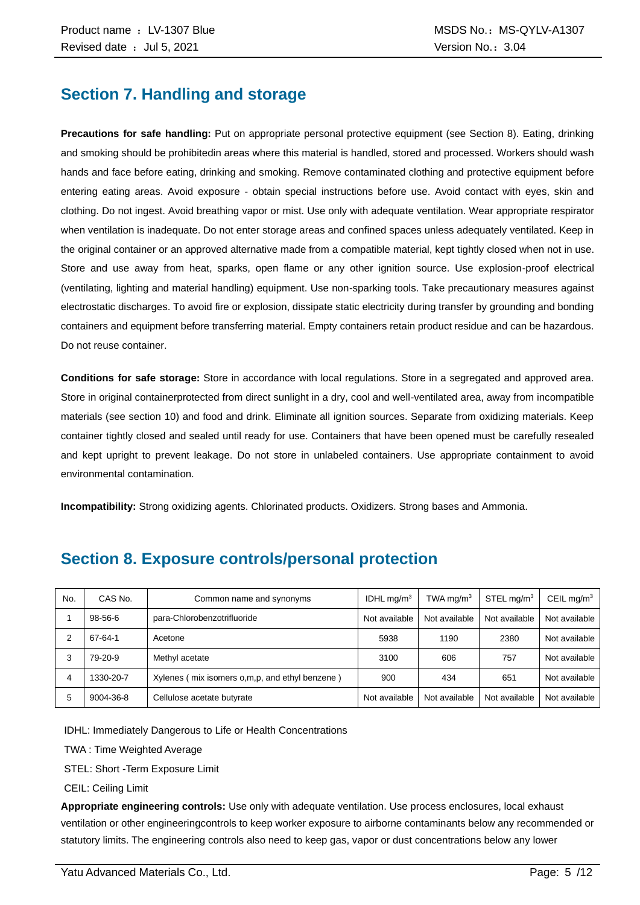## Section 7. Handling and storage

**Precautions for safe handling:** Put on appropriate personal protective equipment (see Section 8). Eating, drinking and smoking should be prohibitedin areas where this material is handled, stored and processed. Workers should wash hands and face before eating, drinking and smoking. Remove contaminated clothing and protective equipment before entering eating areas. Avoid exposure - obtain special instructions before use. Avoid contact with eyes, skin and clothing. Do not ingest. Avoid breathing vapor or mist. Use only with adequate ventilation. Wear appropriate respirator when ventilation is inadequate. Do not enter storage areas and confined spaces unless adequately ventilated. Keep in the original container or an approved alternative made from a compatible material, kept tightly closed when not in use. Store and use away from heat, sparks, open flame or any other ignition source. Use explosion-proof electrical (ventilating, lighting and material handling) equipment. Use non-sparking tools. Take precautionary measures against electrostatic discharges. To avoid fire or explosion, dissipate static electricity during transfer by grounding and bonding containers and equipment before transferring material. Empty containers retain product residue and can be hazardous. Do not reuse container.

**Conditions for safe storage:** Store in accordance with local regulations. Store in a segregated and approved area. Store in original containerprotected from direct sunlight in a dry, cool and well-ventilated area, away from incompatible materials (see section 10) and food and drink. Eliminate all ignition sources. Separate from oxidizing materials. Keep container tightly closed and sealed until ready for use. Containers that have been opened must be carefully resealed and kept upright to prevent leakage. Do not store in unlabeled containers. Use appropriate containment to avoid environmental contamination.

**Incompatibility:** Strong oxidizing agents. Chlorinated products. Oxidizers. Strong bases and Ammonia.

## Section 8. Exposure controls/personal protection

| No. | CAS No. | Common name and synonyms | IDHL mg/m$^3$ | TWA mg/m$^3$ | STEL mg/m$^3$ | CEIL mg/m$^3$ |
|---|---|---|---|---|---|---|
| 1 | 98-56-6 | para-Chlorobenzotrifluoride | Not available | Not available | Not available | Not available |
| 2 | 67-64-1 | Acetone | 5938 | 1190 | 2380 | Not available |
| 3 | 79-20-9 | Methyl acetate | 3100 | 606 | 757 | Not available |
| 4 | 1330-20-7 | Xylenes ( mix isomers o,m,p, and ethyl benzene ) | 900 | 434 | 651 | Not available |
| 5 | 9004-36-8 | Cellulose acetate butyrate | Not available | Not available | Not available | Not available |

IDHL: Immediately Dangerous to Life or Health Concentrations

TWA : Time Weighted Average

STEL: Short -Term Exposure Limit

CEIL: Ceiling Limit

**Appropriate engineering controls:** Use only with adequate ventilation. Use process enclosures, local exhaust ventilation or other engineeringcontrols to keep worker exposure to airborne contaminants below any recommended or statutory limits. The engineering controls also need to keep gas, vapor or dust concentrations below any lower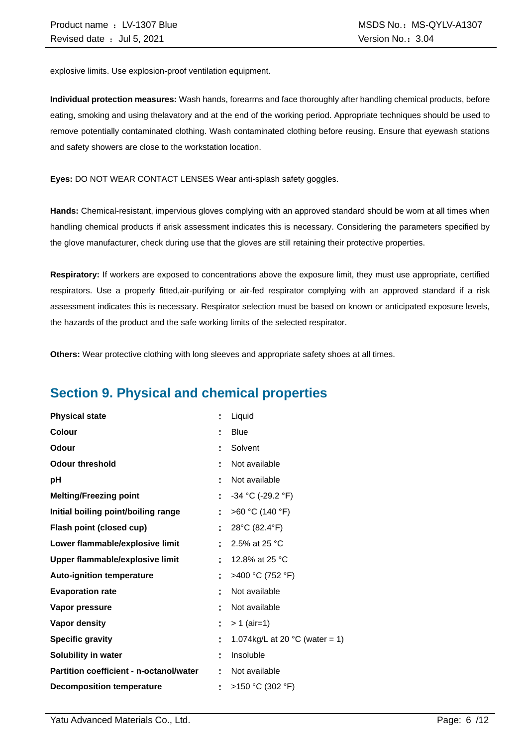explosive limits. Use explosion-proof ventilation equipment.

**Individual protection measures:** Wash hands, forearms and face thoroughly after handling chemical products, before eating, smoking and using thelavatory and at the end of the working period. Appropriate techniques should be used to remove potentially contaminated clothing. Wash contaminated clothing before reusing. Ensure that eyewash stations and safety showers are close to the workstation location.

**Eyes:** DO NOT WEAR CONTACT LENSES Wear anti-splash safety goggles.

**Hands:** Chemical-resistant, impervious gloves complying with an approved standard should be worn at all times when handling chemical products if arisk assessment indicates this is necessary. Considering the parameters specified by the glove manufacturer, check during use that the gloves are still retaining their protective properties.

**Respiratory:** If workers are exposed to concentrations above the exposure limit, they must use appropriate, certified respirators. Use a properly fitted,air-purifying or air-fed respirator complying with an approved standard if a risk assessment indicates this is necessary. Respirator selection must be based on known or anticipated exposure levels, the hazards of the product and the safe working limits of the selected respirator.

**Others:** Wear protective clothing with long sleeves and appropriate safety shoes at all times.

## Section 9. Physical and chemical properties

| | | |
|---|---|---|
| **Physical state** | : | Liquid |
| **Colour** | : | Blue |
| **Odour** | : | Solvent |
| **Odour threshold** | : | Not available |
| **pH** | : | Not available |
| **Melting/Freezing point** | : | -34 °C (-29.2 °F) |
| **Initial boiling point/boiling range** | : | >60 °C (140 °F) |
| **Flash point (closed cup)** | : | 28°C (82.4°F) |
| **Lower flammable/explosive limit** | : | 2.5% at 25 °C |
| **Upper flammable/explosive limit** | : | 12.8% at 25 °C |
| **Auto-ignition temperature** | : | >400 °C (752 °F) |
| **Evaporation rate** | : | Not available |
| **Vapor pressure** | : | Not available |
| **Vapor density** | : | > 1 (air=1) |
| **Specific gravity** | : | 1.074kg/L at 20 °C (water = 1) |
| **Solubility in water** | : | Insoluble |
| **Partition coefficient - n-octanol/water** | : | Not available |
| **Decomposition temperature** | : | >150 °C (302 °F) |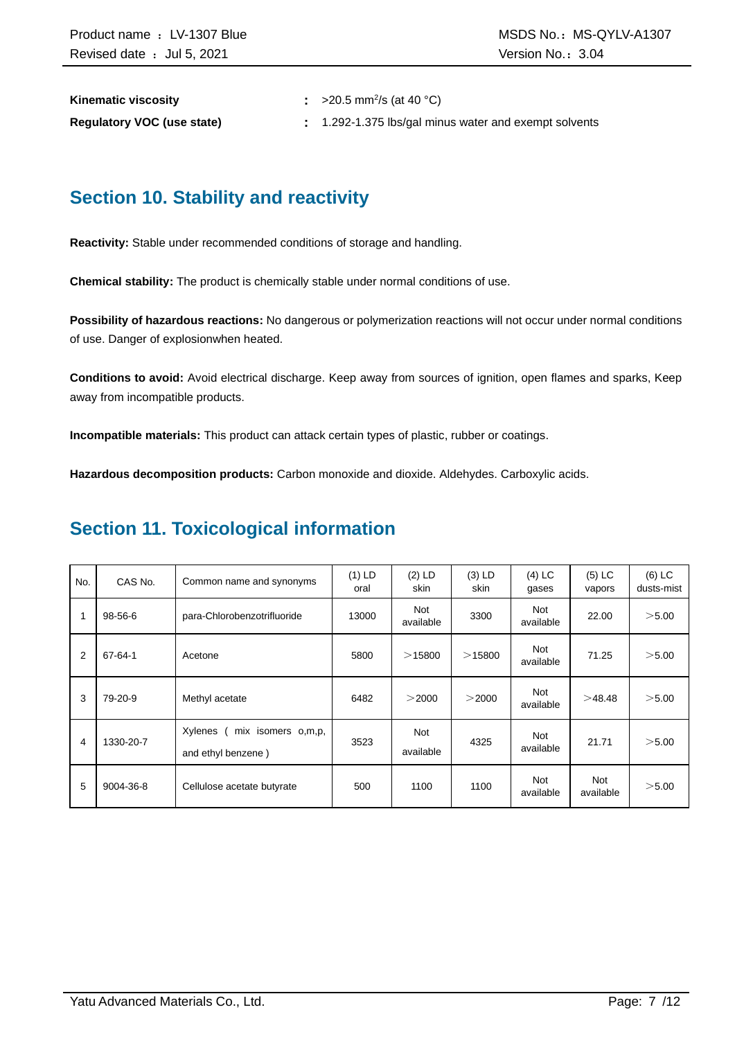**Kinematic viscosity** : >20.5 $mm^2/s$ (at 40 °C)

**Regulatory VOC (use state)** : 1.292-1.375 lbs/gal minus water and exempt solvents

## Section 10. Stability and reactivity

**Reactivity:** Stable under recommended conditions of storage and handling.

**Chemical stability:** The product is chemically stable under normal conditions of use.

**Possibility of hazardous reactions:** No dangerous or polymerization reactions will not occur under normal conditions of use. Danger of explosionwhen heated.

**Conditions to avoid:** Avoid electrical discharge. Keep away from sources of ignition, open flames and sparks, Keep away from incompatible products.

**Incompatible materials:** This product can attack certain types of plastic, rubber or coatings.

**Hazardous decomposition products:** Carbon monoxide and dioxide. Aldehydes. Carboxylic acids.

## Section 11. Toxicological information

| No. | CAS No. | Common name and synonyms | (1) LD oral | (2) LD skin | (3) LD skin | (4) LC gases | (5) LC vapors | (6) LC dusts-mist |
|---|---|---|---|---|---|---|---|---|
| 1 | 98-56-6 | para-Chlorobenzotrifluoride | 13000 | Not available | 3300 | Not available | 22.00 | ＞5.00 |
| 2 | 67-64-1 | Acetone | 5800 | ＞15800 | ＞15800 | Not available | 71.25 | ＞5.00 |
| 3 | 79-20-9 | Methyl acetate | 6482 | ＞2000 | ＞2000 | Not available | ＞48.48 | ＞5.00 |
| 4 | 1330-20-7 | Xylenes ( mix isomers o,m,p, and ethyl benzene ) | 3523 | Not available | 4325 | Not available | 21.71 | ＞5.00 |
| 5 | 9004-36-8 | Cellulose acetate butyrate | 500 | 1100 | 1100 | Not available | Not available | ＞5.00 |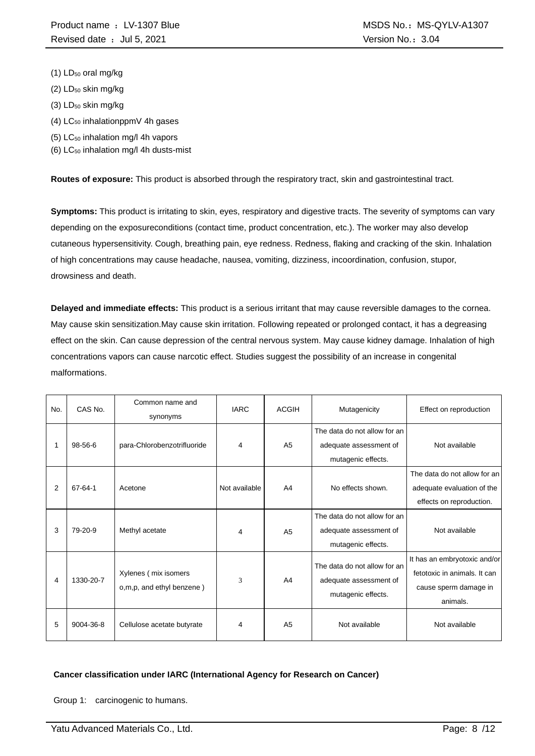(1) $LD_{50}$ oral mg/kg

(2) $LD_{50}$ skin mg/kg

(3) $LD_{50}$ skin mg/kg

(4) $LC_{50}$ inhalationppmV 4h gases

(5) $LC_{50}$ inhalation mg/l 4h vapors

(6) $LC_{50}$ inhalation mg/l 4h dusts-mist

**Routes of exposure:** This product is absorbed through the respiratory tract, skin and gastrointestinal tract.

**Symptoms:** This product is irritating to skin, eyes, respiratory and digestive tracts. The severity of symptoms can vary depending on the exposureconditions (contact time, product concentration, etc.). The worker may also develop cutaneous hypersensitivity. Cough, breathing pain, eye redness. Redness, flaking and cracking of the skin. Inhalation of high concentrations may cause headache, nausea, vomiting, dizziness, incoordination, confusion, stupor, drowsiness and death.

**Delayed and immediate effects:** This product is a serious irritant that may cause reversible damages to the cornea. May cause skin sensitization.May cause skin irritation. Following repeated or prolonged contact, it has a degreasing effect on the skin. Can cause depression of the central nervous system. May cause kidney damage. Inhalation of high concentrations vapors can cause narcotic effect. Studies suggest the possibility of an increase in congenital malformations.

| No. | CAS No. | Common name and synonyms | IARC | ACGIH | Mutagenicity | Effect on reproduction |
|---|---|---|---|---|---|---|
| 1 | 98-56-6 | para-Chlorobenzotrifluoride | 4 | A5 | The data do not allow for an adequate assessment of mutagenic effects. | Not available |
| 2 | 67-64-1 | Acetone | Not available | A4 | No effects shown. | The data do not allow for an adequate evaluation of the effects on reproduction. |
| 3 | 79-20-9 | Methyl acetate | 4 | A5 | The data do not allow for an adequate assessment of mutagenic effects. | Not available |
| 4 | 1330-20-7 | Xylenes ( mix isomers o,m,p, and ethyl benzene ) | 3 | A4 | The data do not allow for an adequate assessment of mutagenic effects. | It has an embryotoxic and/or fetotoxic in animals. It can cause sperm damage in animals. |
| 5 | 9004-36-8 | Cellulose acetate butyrate | 4 | A5 | Not available | Not available |

**Cancer classification under IARC (International Agency for Research on Cancer)**

Group 1: carcinogenic to humans.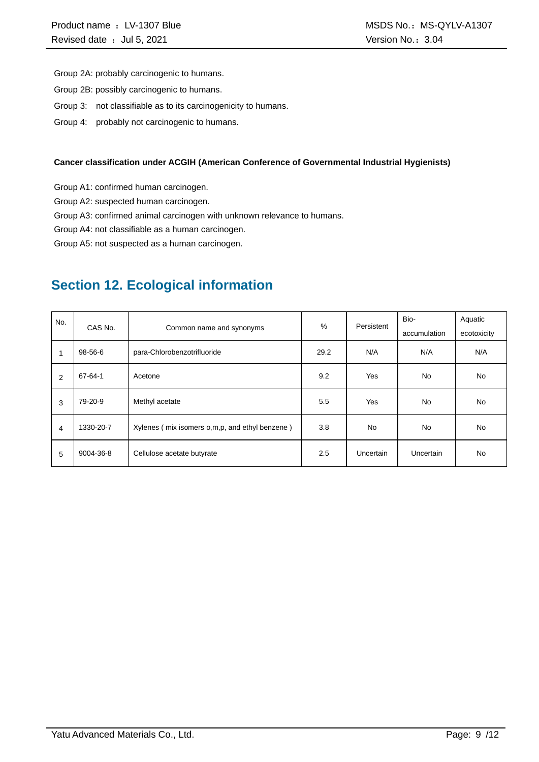Group 2A: probably carcinogenic to humans.

Group 2B: possibly carcinogenic to humans.

Group 3:  not classifiable as to its carcinogenicity to humans.

Group 4:  probably not carcinogenic to humans.

**Cancer classification under ACGIH (American Conference of Governmental Industrial Hygienists)**

Group A1: confirmed human carcinogen.

Group A2: suspected human carcinogen.

Group A3: confirmed animal carcinogen with unknown relevance to humans.

Group A4: not classifiable as a human carcinogen.

Group A5: not suspected as a human carcinogen.

## Section 12. Ecological information

| No. | CAS No. | Common name and synonyms | % | Persistent | Bio-accumulation | Aquatic ecotoxicity |
|---|---|---|---|---|---|---|
| 1 | 98-56-6 | para-Chlorobenzotrifluoride | 29.2 | N/A | N/A | N/A |
| 2 | 67-64-1 | Acetone | 9.2 | Yes | No | No |
| 3 | 79-20-9 | Methyl acetate | 5.5 | Yes | No | No |
| 4 | 1330-20-7 | Xylenes ( mix isomers o,m,p, and ethyl benzene ) | 3.8 | No | No | No |
| 5 | 9004-36-8 | Cellulose acetate butyrate | 2.5 | Uncertain | Uncertain | No |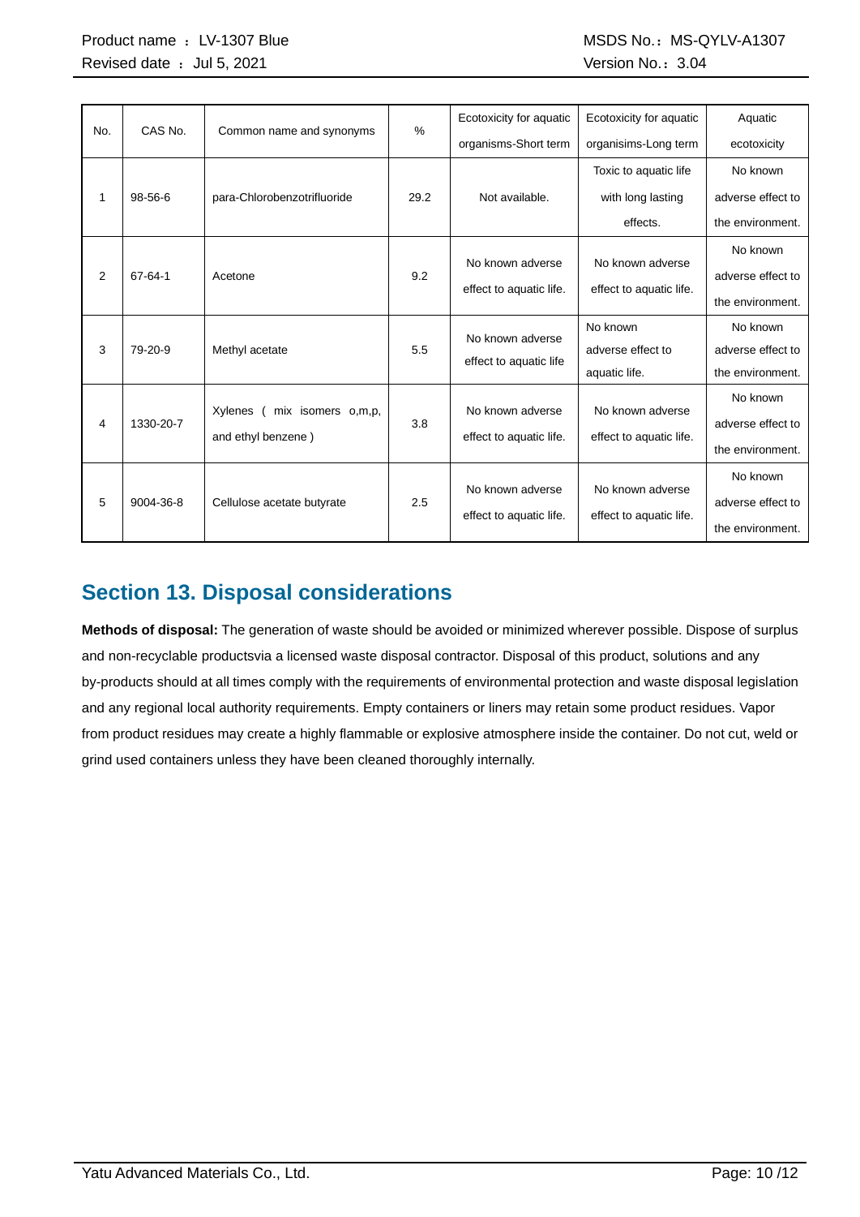| No. | CAS No. | Common name and synonyms | % | Ecotoxicity for aquatic organisms-Short term | Ecotoxicity for aquatic organisims-Long term | Aquatic ecotoxicity |
|---|---|---|---|---|---|---|
| 1 | 98-56-6 | para-Chlorobenzotrifluoride | 29.2 | Not available. | Toxic to aquatic life with long lasting effects. | No known adverse effect to the environment. |
| 2 | 67-64-1 | Acetone | 9.2 | No known adverse effect to aquatic life. | No known adverse effect to aquatic life. | No known adverse effect to the environment. |
| 3 | 79-20-9 | Methyl acetate | 5.5 | No known adverse effect to aquatic life | No known adverse effect to aquatic life. | No known adverse effect to the environment. |
| 4 | 1330-20-7 | Xylenes ( mix isomers o,m,p, and ethyl benzene ) | 3.8 | No known adverse effect to aquatic life. | No known adverse effect to aquatic life. | No known adverse effect to the environment. |
| 5 | 9004-36-8 | Cellulose acetate butyrate | 2.5 | No known adverse effect to aquatic life. | No known adverse effect to aquatic life. | No known adverse effect to the environment. |

## Section 13. Disposal considerations

**Methods of disposal:** The generation of waste should be avoided or minimized wherever possible. Dispose of surplus and non-recyclable productsvia a licensed waste disposal contractor. Disposal of this product, solutions and any by-products should at all times comply with the requirements of environmental protection and waste disposal legislation and any regional local authority requirements. Empty containers or liners may retain some product residues. Vapor from product residues may create a highly flammable or explosive atmosphere inside the container. Do not cut, weld or grind used containers unless they have been cleaned thoroughly internally.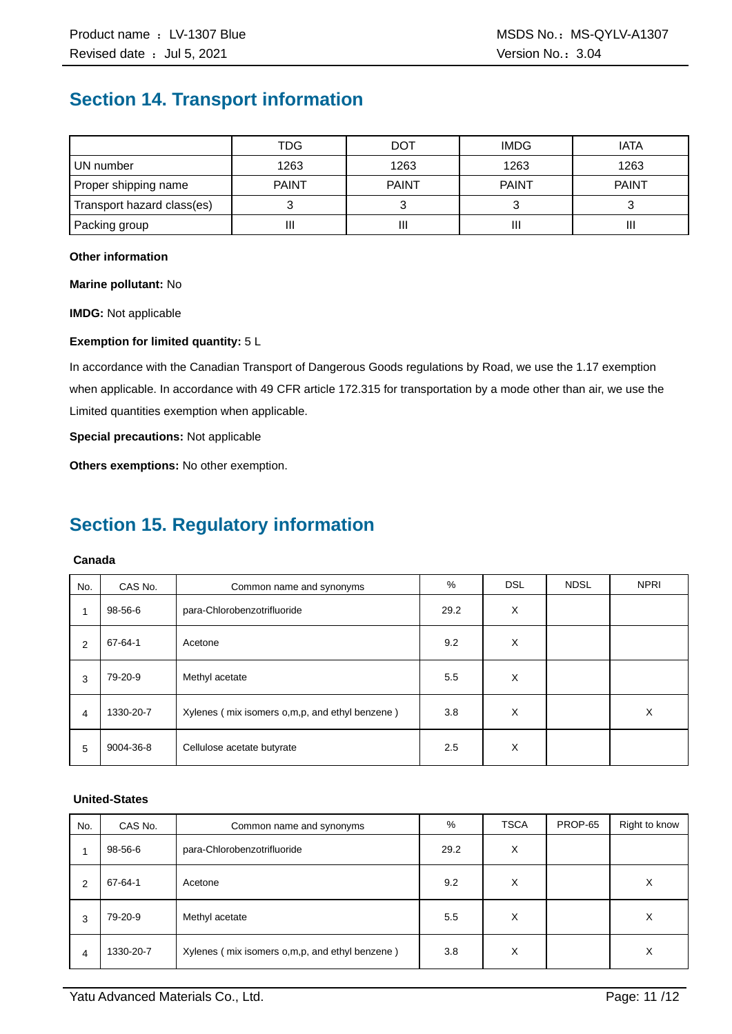## Section 14. Transport information

| | TDG | DOT | IMDG | IATA |
|---|---|---|---|---|
| UN number | 1263 | 1263 | 1263 | 1263 |
| Proper shipping name | PAINT | PAINT | PAINT | PAINT |
| Transport hazard class(es) | 3 | 3 | 3 | 3 |
| Packing group | III | III | III | III |

**Other information**

**Marine pollutant:** No

**IMDG:** Not applicable

**Exemption for limited quantity:** 5 L

In accordance with the Canadian Transport of Dangerous Goods regulations by Road, we use the 1.17 exemption when applicable. In accordance with 49 CFR article 172.315 for transportation by a mode other than air, we use the Limited quantities exemption when applicable.

**Special precautions:** Not applicable

**Others exemptions:** No other exemption.

## Section 15. Regulatory information

**Canada**

| No. | CAS No. | Common name and synonyms | % | DSL | NDSL | NPRI |
|---|---|---|---|---|---|---|
| 1 | 98-56-6 | para-Chlorobenzotrifluoride | 29.2 | X | | |
| 2 | 67-64-1 | Acetone | 9.2 | X | | |
| 3 | 79-20-9 | Methyl acetate | 5.5 | X | | |
| 4 | 1330-20-7 | Xylenes ( mix isomers o,m,p, and ethyl benzene ) | 3.8 | X | | X |
| 5 | 9004-36-8 | Cellulose acetate butyrate | 2.5 | X | | |

**United-States**

| No. | CAS No. | Common name and synonyms | % | TSCA | PROP-65 | Right to know |
|---|---|---|---|---|---|---|
| 1 | 98-56-6 | para-Chlorobenzotrifluoride | 29.2 | X | | |
| 2 | 67-64-1 | Acetone | 9.2 | X | | X |
| 3 | 79-20-9 | Methyl acetate | 5.5 | X | | X |
| 4 | 1330-20-7 | Xylenes ( mix isomers o,m,p, and ethyl benzene ) | 3.8 | X | | X |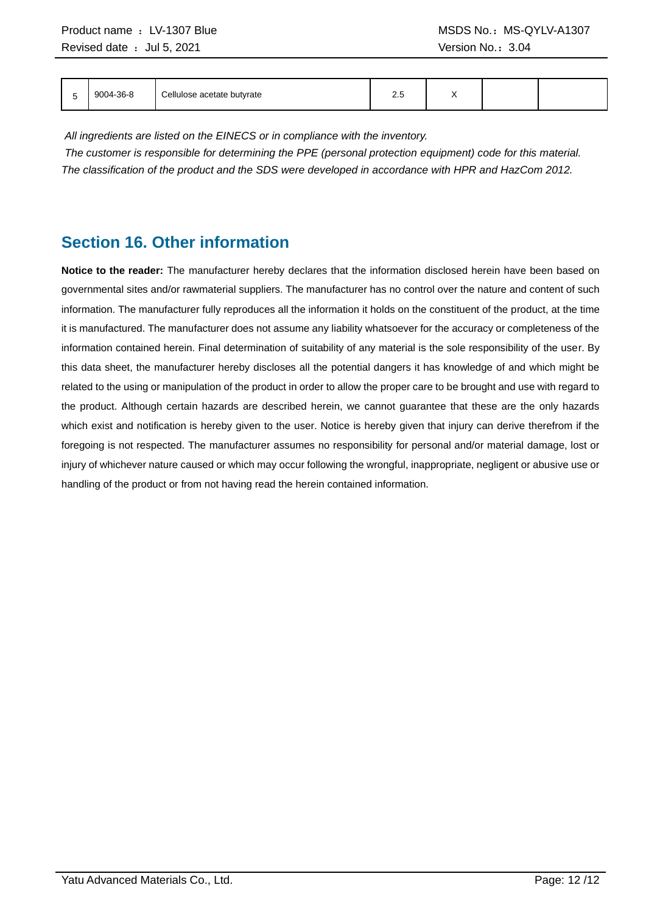| | | | | | | |
|---|---|---|---|---|---|---|
| 5 | 9004-36-8 | Cellulose acetate butyrate | 2.5 | X | | |

*All ingredients are listed on the EINECS or in compliance with the inventory.*

*The customer is responsible for determining the PPE (personal protection equipment) code for this material.*

*The classification of the product and the SDS were developed in accordance with HPR and HazCom 2012.*

## Section 16. Other information

**Notice to the reader:** The manufacturer hereby declares that the information disclosed herein have been based on governmental sites and/or rawmaterial suppliers. The manufacturer has no control over the nature and content of such information. The manufacturer fully reproduces all the information it holds on the constituent of the product, at the time it is manufactured. The manufacturer does not assume any liability whatsoever for the accuracy or completeness of the information contained herein. Final determination of suitability of any material is the sole responsibility of the user. By this data sheet, the manufacturer hereby discloses all the potential dangers it has knowledge of and which might be related to the using or manipulation of the product in order to allow the proper care to be brought and use with regard to the product. Although certain hazards are described herein, we cannot guarantee that these are the only hazards which exist and notification is hereby given to the user. Notice is hereby given that injury can derive therefrom if the foregoing is not respected. The manufacturer assumes no responsibility for personal and/or material damage, lost or injury of whichever nature caused or which may occur following the wrongful, inappropriate, negligent or abusive use or handling of the product or from not having read the herein contained information.